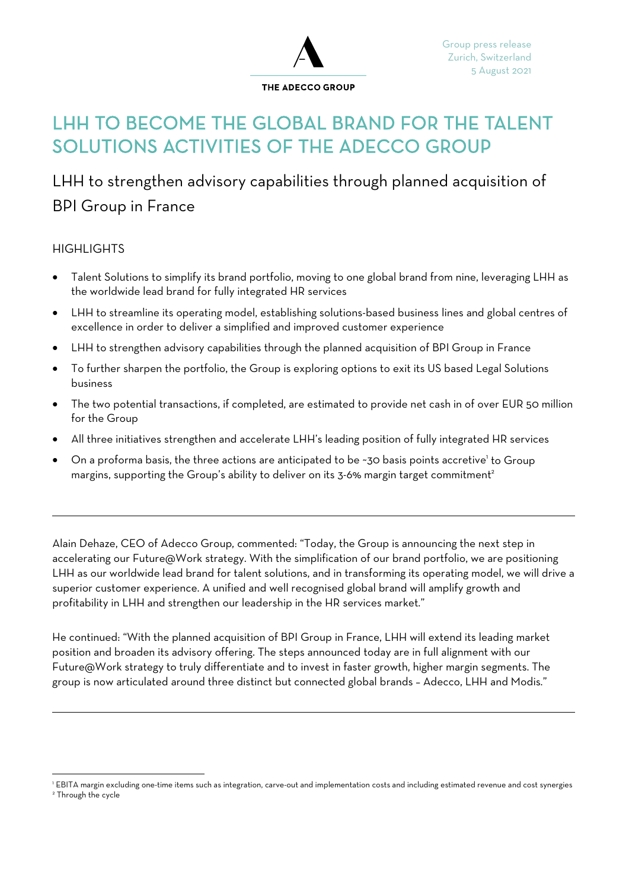THE ADECCO GROUP

Group press release
Zurich, Switzerland
5 August 2021

# LHH TO BECOME THE GLOBAL BRAND FOR THE TALENT SOLUTIONS ACTIVITIES OF THE ADECCO GROUP

## LHH to strengthen advisory capabilities through planned acquisition of BPI Group in France

### HIGHLIGHTS

- Talent Solutions to simplify its brand portfolio, moving to one global brand from nine, leveraging LHH as the worldwide lead brand for fully integrated HR services
- LHH to streamline its operating model, establishing solutions-based business lines and global centres of excellence in order to deliver a simplified and improved customer experience
- LHH to strengthen advisory capabilities through the planned acquisition of BPI Group in France
- To further sharpen the portfolio, the Group is exploring options to exit its US based Legal Solutions business
- The two potential transactions, if completed, are estimated to provide net cash in of over EUR 50 million for the Group
- All three initiatives strengthen and accelerate LHH's leading position of fully integrated HR services
- On a proforma basis, the three actions are anticipated to be ~30 basis points accretive[1] to Group margins, supporting the Group's ability to deliver on its 3-6% margin target commitment[2]

---

Alain Dehaze, CEO of Adecco Group, commented: "Today, the Group is announcing the next step in accelerating our Future@Work strategy. With the simplification of our brand portfolio, we are positioning LHH as our worldwide lead brand for talent solutions, and in transforming its operating model, we will drive a superior customer experience. A unified and well recognised global brand will amplify growth and profitability in LHH and strengthen our leadership in the HR services market."

He continued: "With the planned acquisition of BPI Group in France, LHH will extend its leading market position and broaden its advisory offering. The steps announced today are in full alignment with our Future@Work strategy to truly differentiate and to invest in faster growth, higher margin segments. The group is now articulated around three distinct but connected global brands – Adecco, LHH and Modis."

---

[1] EBITA margin excluding one-time items such as integration, carve-out and implementation costs and including estimated revenue and cost synergies

[2] Through the cycle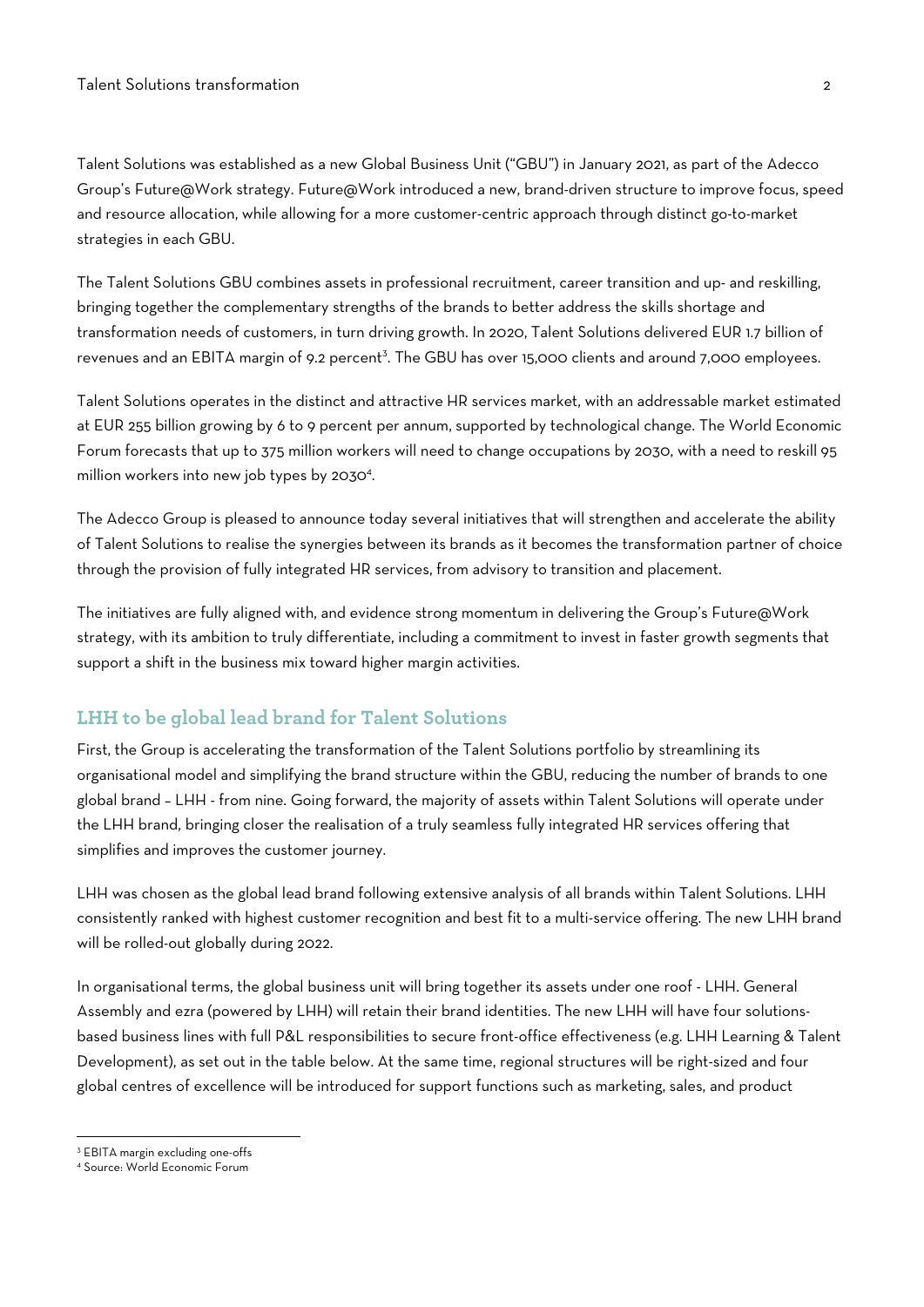Talent Solutions was established as a new Global Business Unit ("GBU") in January 2021, as part of the Adecco Group's Future@Work strategy. Future@Work introduced a new, brand-driven structure to improve focus, speed and resource allocation, while allowing for a more customer-centric approach through distinct go-to-market strategies in each GBU.

The Talent Solutions GBU combines assets in professional recruitment, career transition and up- and reskilling, bringing together the complementary strengths of the brands to better address the skills shortage and transformation needs of customers, in turn driving growth. In 2020, Talent Solutions delivered EUR 1.7 billion of revenues and an EBITA margin of 9.2 percent[3]. The GBU has over 15,000 clients and around 7,000 employees.

Talent Solutions operates in the distinct and attractive HR services market, with an addressable market estimated at EUR 255 billion growing by 6 to 9 percent per annum, supported by technological change. The World Economic Forum forecasts that up to 375 million workers will need to change occupations by 2030, with a need to reskill 95 million workers into new job types by 2030[4].

The Adecco Group is pleased to announce today several initiatives that will strengthen and accelerate the ability of Talent Solutions to realise the synergies between its brands as it becomes the transformation partner of choice through the provision of fully integrated HR services, from advisory to transition and placement.

The initiatives are fully aligned with, and evidence strong momentum in delivering the Group's Future@Work strategy, with its ambition to truly differentiate, including a commitment to invest in faster growth segments that support a shift in the business mix toward higher margin activities.

## LHH to be global lead brand for Talent Solutions

First, the Group is accelerating the transformation of the Talent Solutions portfolio by streamlining its organisational model and simplifying the brand structure within the GBU, reducing the number of brands to one global brand – LHH - from nine. Going forward, the majority of assets within Talent Solutions will operate under the LHH brand, bringing closer the realisation of a truly seamless fully integrated HR services offering that simplifies and improves the customer journey.

LHH was chosen as the global lead brand following extensive analysis of all brands within Talent Solutions. LHH consistently ranked with highest customer recognition and best fit to a multi-service offering. The new LHH brand will be rolled-out globally during 2022.

In organisational terms, the global business unit will bring together its assets under one roof - LHH. General Assembly and ezra (powered by LHH) will retain their brand identities. The new LHH will have four solutions-based business lines with full P&L responsibilities to secure front-office effectiveness (e.g. LHH Learning & Talent Development), as set out in the table below. At the same time, regional structures will be right-sized and four global centres of excellence will be introduced for support functions such as marketing, sales, and product

[3] EBITA margin excluding one-offs

[4] Source: World Economic Forum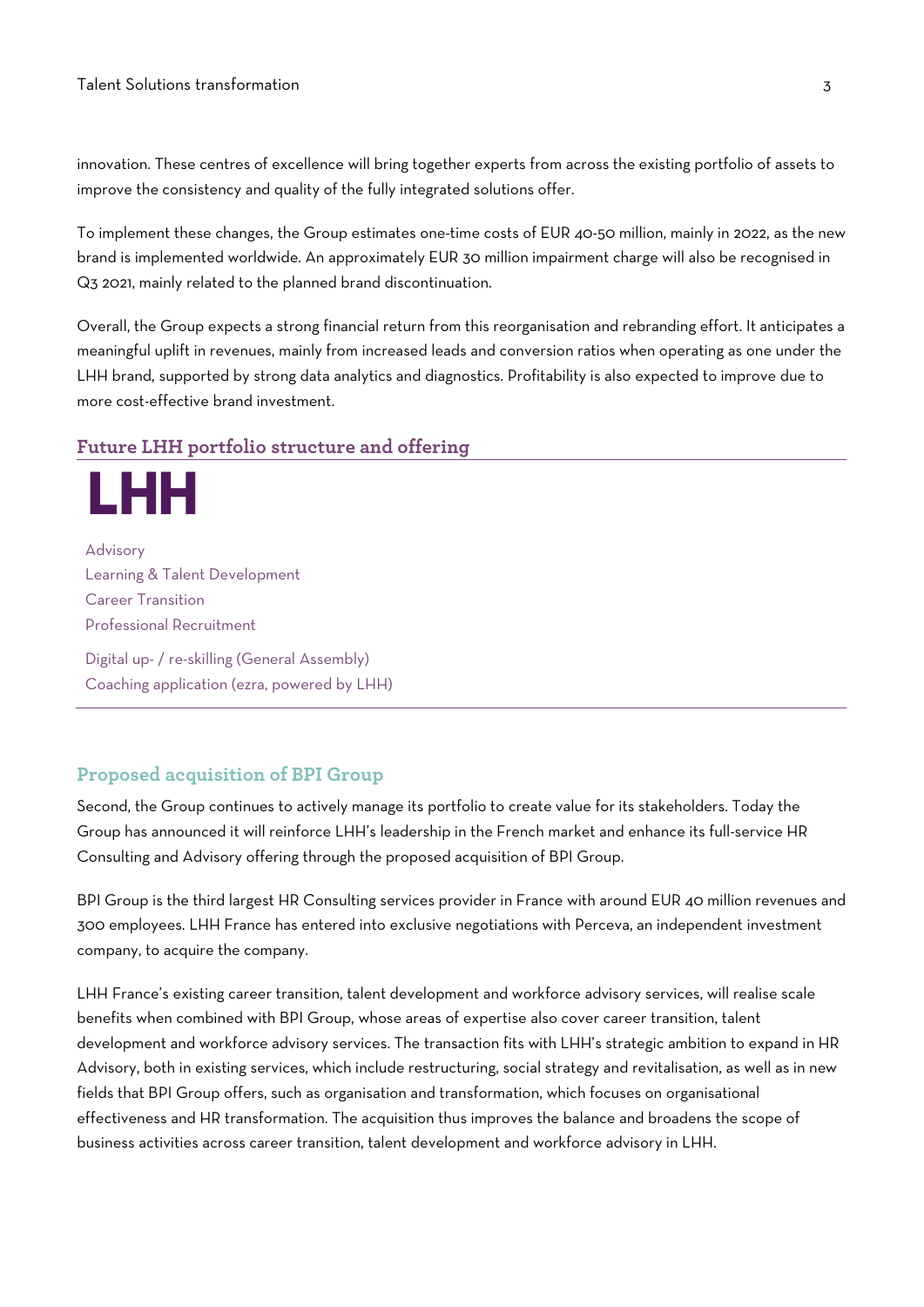innovation. These centres of excellence will bring together experts from across the existing portfolio of assets to improve the consistency and quality of the fully integrated solutions offer.

To implement these changes, the Group estimates one-time costs of EUR 40-50 million, mainly in 2022, as the new brand is implemented worldwide. An approximately EUR 30 million impairment charge will also be recognised in Q3 2021, mainly related to the planned brand discontinuation.

Overall, the Group expects a strong financial return from this reorganisation and rebranding effort. It anticipates a meaningful uplift in revenues, mainly from increased leads and conversion ratios when operating as one under the LHH brand, supported by strong data analytics and diagnostics. Profitability is also expected to improve due to more cost-effective brand investment.

## Future LHH portfolio structure and offering

**LHH**

Advisory
Learning & Talent Development
Career Transition
Professional Recruitment

Digital up- / re-skilling (General Assembly)
Coaching application (ezra, powered by LHH)

## Proposed acquisition of BPI Group

Second, the Group continues to actively manage its portfolio to create value for its stakeholders. Today the Group has announced it will reinforce LHH's leadership in the French market and enhance its full-service HR Consulting and Advisory offering through the proposed acquisition of BPI Group.

BPI Group is the third largest HR Consulting services provider in France with around EUR 40 million revenues and 300 employees. LHH France has entered into exclusive negotiations with Perceva, an independent investment company, to acquire the company.

LHH France's existing career transition, talent development and workforce advisory services, will realise scale benefits when combined with BPI Group, whose areas of expertise also cover career transition, talent development and workforce advisory services. The transaction fits with LHH's strategic ambition to expand in HR Advisory, both in existing services, which include restructuring, social strategy and revitalisation, as well as in new fields that BPI Group offers, such as organisation and transformation, which focuses on organisational effectiveness and HR transformation. The acquisition thus improves the balance and broadens the scope of business activities across career transition, talent development and workforce advisory in LHH.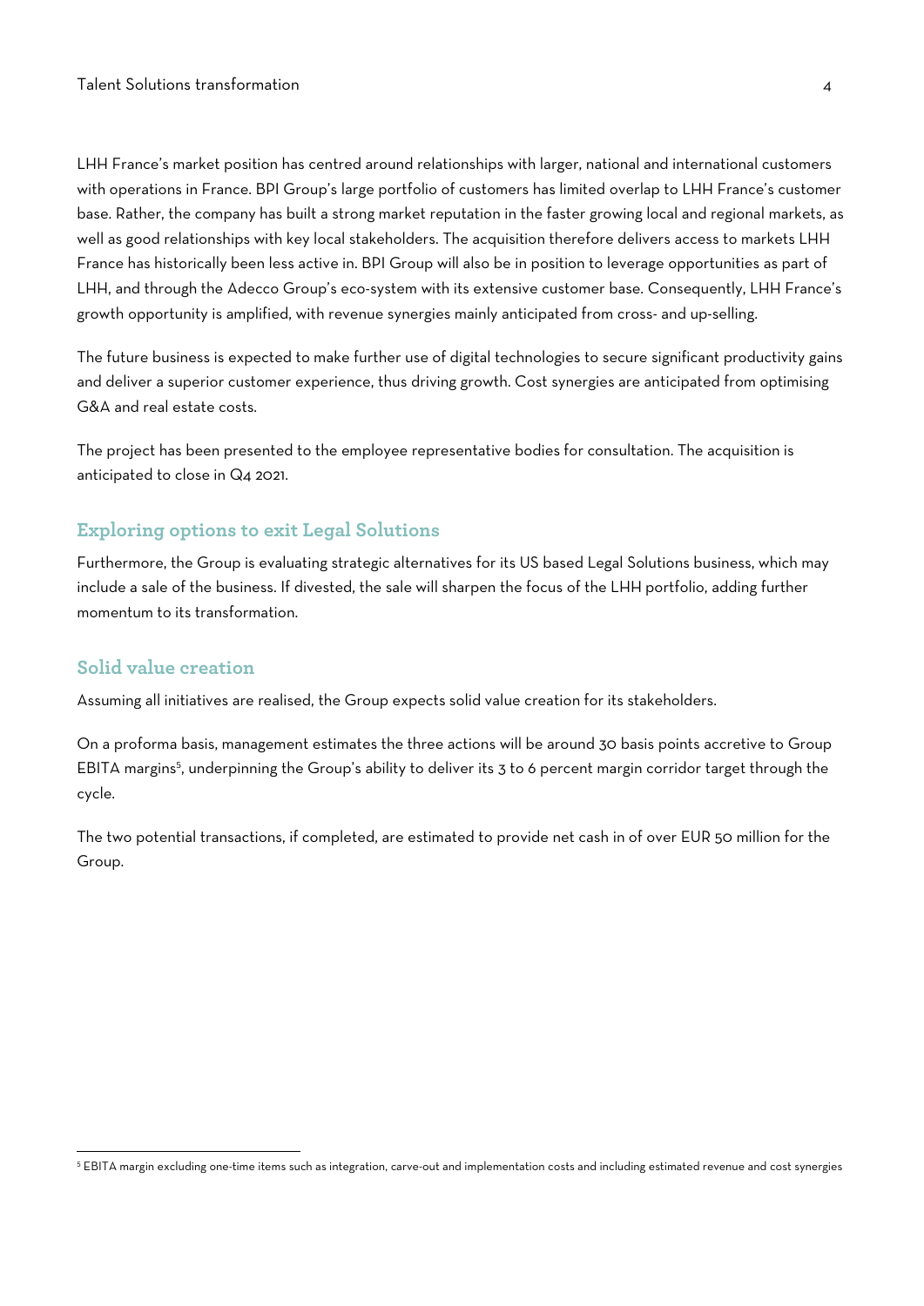LHH France's market position has centred around relationships with larger, national and international customers with operations in France. BPI Group's large portfolio of customers has limited overlap to LHH France's customer base. Rather, the company has built a strong market reputation in the faster growing local and regional markets, as well as good relationships with key local stakeholders. The acquisition therefore delivers access to markets LHH France has historically been less active in. BPI Group will also be in position to leverage opportunities as part of LHH, and through the Adecco Group's eco-system with its extensive customer base. Consequently, LHH France's growth opportunity is amplified, with revenue synergies mainly anticipated from cross- and up-selling.

The future business is expected to make further use of digital technologies to secure significant productivity gains and deliver a superior customer experience, thus driving growth. Cost synergies are anticipated from optimising G&A and real estate costs.

The project has been presented to the employee representative bodies for consultation. The acquisition is anticipated to close in Q4 2021.

## Exploring options to exit Legal Solutions

Furthermore, the Group is evaluating strategic alternatives for its US based Legal Solutions business, which may include a sale of the business. If divested, the sale will sharpen the focus of the LHH portfolio, adding further momentum to its transformation.

## Solid value creation

Assuming all initiatives are realised, the Group expects solid value creation for its stakeholders.

On a proforma basis, management estimates the three actions will be around 30 basis points accretive to Group EBITA margins[5], underpinning the Group's ability to deliver its 3 to 6 percent margin corridor target through the cycle.

The two potential transactions, if completed, are estimated to provide net cash in of over EUR 50 million for the Group.

[5] EBITA margin excluding one-time items such as integration, carve-out and implementation costs and including estimated revenue and cost synergies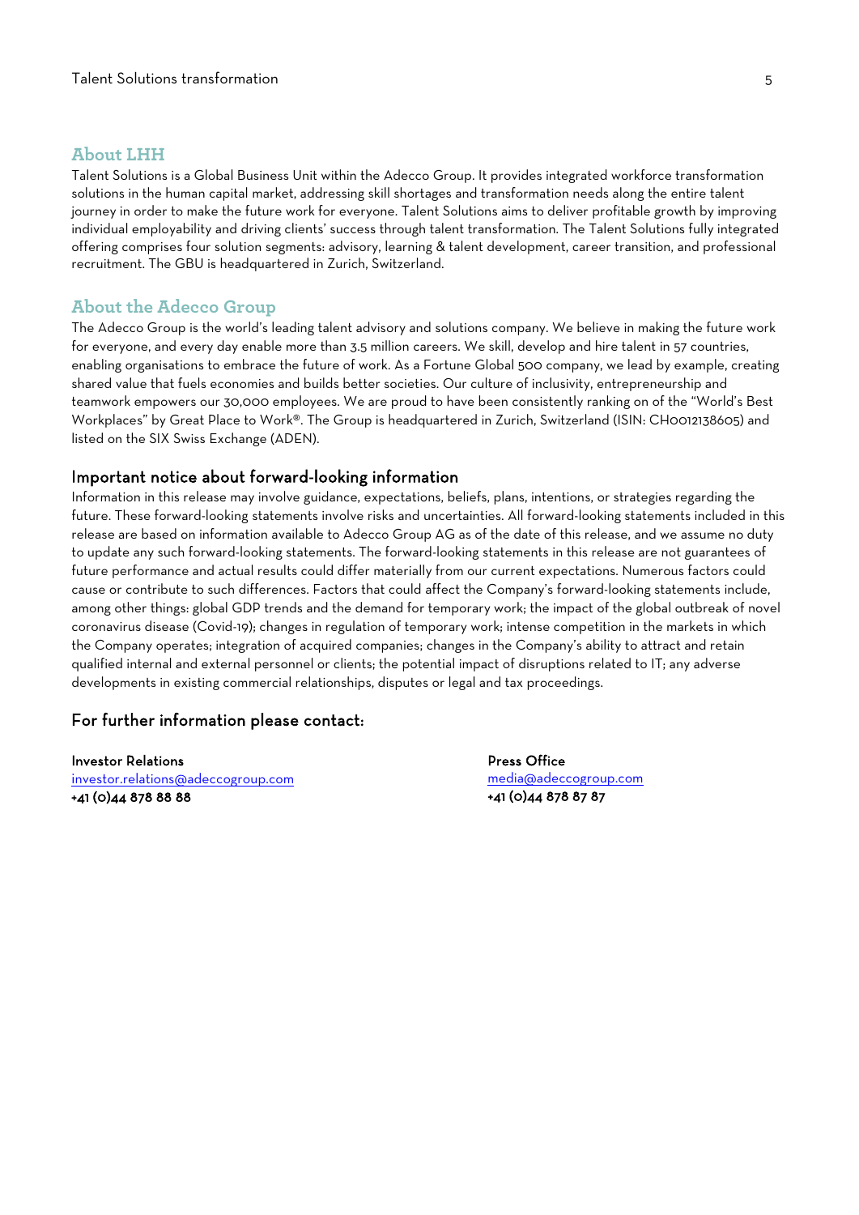## About LHH

Talent Solutions is a Global Business Unit within the Adecco Group. It provides integrated workforce transformation solutions in the human capital market, addressing skill shortages and transformation needs along the entire talent journey in order to make the future work for everyone. Talent Solutions aims to deliver profitable growth by improving individual employability and driving clients' success through talent transformation. The Talent Solutions fully integrated offering comprises four solution segments: advisory, learning & talent development, career transition, and professional recruitment. The GBU is headquartered in Zurich, Switzerland.

## About the Adecco Group

The Adecco Group is the world's leading talent advisory and solutions company. We believe in making the future work for everyone, and every day enable more than 3.5 million careers. We skill, develop and hire talent in 57 countries, enabling organisations to embrace the future of work. As a Fortune Global 500 company, we lead by example, creating shared value that fuels economies and builds better societies. Our culture of inclusivity, entrepreneurship and teamwork empowers our 30,000 employees. We are proud to have been consistently ranking on of the "World's Best Workplaces" by Great Place to Work®. The Group is headquartered in Zurich, Switzerland (ISIN: CH0012138605) and listed on the SIX Swiss Exchange (ADEN).

## Important notice about forward-looking information

Information in this release may involve guidance, expectations, beliefs, plans, intentions, or strategies regarding the future. These forward-looking statements involve risks and uncertainties. All forward-looking statements included in this release are based on information available to Adecco Group AG as of the date of this release, and we assume no duty to update any such forward-looking statements. The forward-looking statements in this release are not guarantees of future performance and actual results could differ materially from our current expectations. Numerous factors could cause or contribute to such differences. Factors that could affect the Company's forward-looking statements include, among other things: global GDP trends and the demand for temporary work; the impact of the global outbreak of novel coronavirus disease (Covid-19); changes in regulation of temporary work; intense competition in the markets in which the Company operates; integration of acquired companies; changes in the Company's ability to attract and retain qualified internal and external personnel or clients; the potential impact of disruptions related to IT; any adverse developments in existing commercial relationships, disputes or legal and tax proceedings.

## For further information please contact:

**Investor Relations**
investor.relations@adeccogroup.com
**+41 (0)44 878 88 88**

**Press Office**
media@adeccogroup.com
**+41 (0)44 878 87 87**